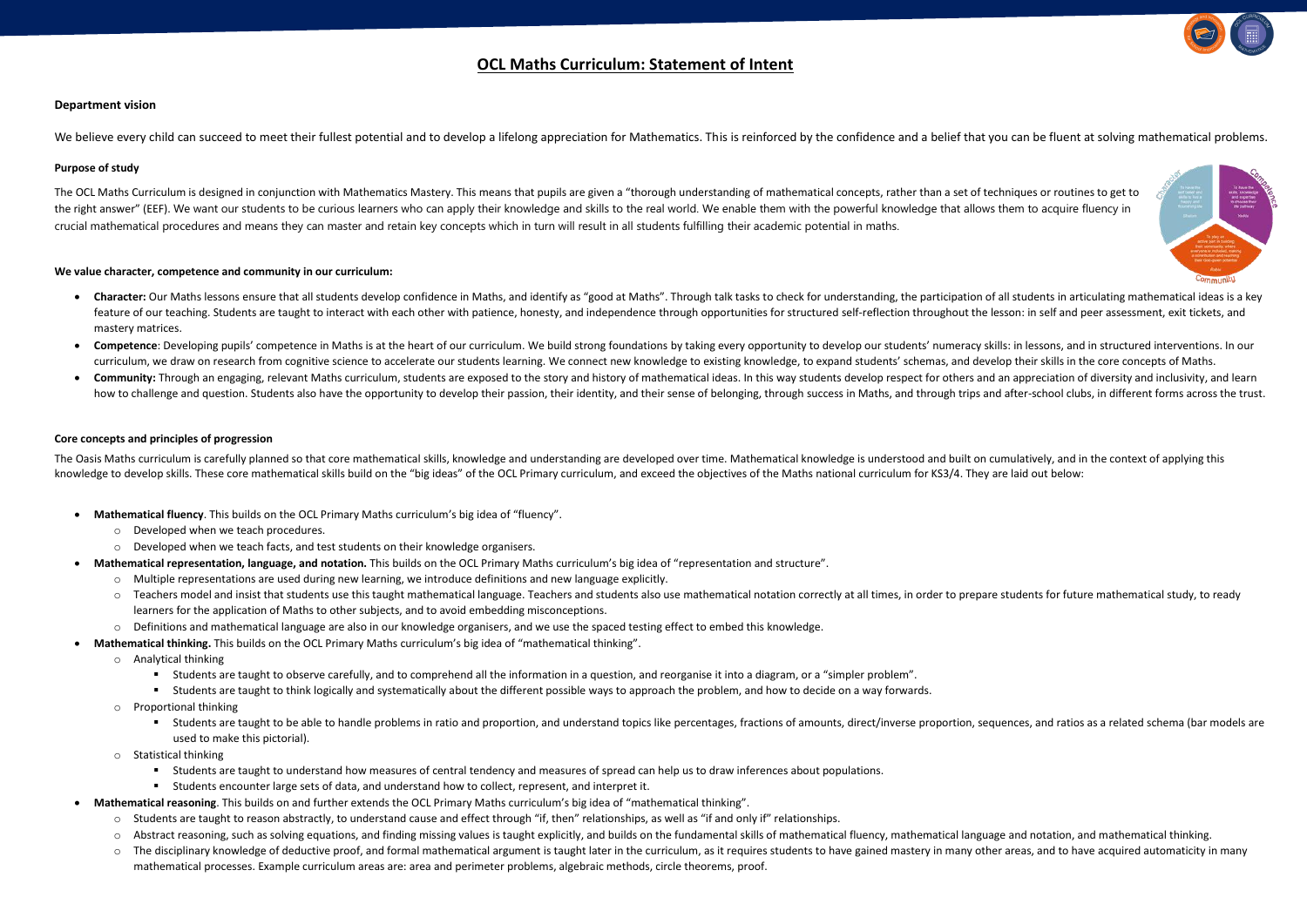# OCL Maths Curriculum: Statement of Intent

### Department vision

We believe every child can succeed to meet their fullest potential and to develop a lifelong appreciation for Mathematics. This is reinforced by the confidence and a belief that you can be fluent at solving mathematical problems.

### Purpose of study

The OCL Maths Curriculum is designed in conjunction with Mathematics Mastery. This means that pupils are given a "thorough understanding of mathematical concepts, rather than a set of techniques or routines to get to the right answer" (EEF). We want our students to be curious learners who can apply their knowledge and skills to the real world. We enable them with the powerful knowledge that allows them to acquire fluency in crucial mathematical procedures and means they can master and retain key concepts which in turn will result in all students fulfilling their academic potential in maths.

### We value character, competence and community in our curriculum:

- **Character:** Our Maths lessons ensure that all students develop confidence in Maths, and identify as "good at Maths". Through talk tasks to check for understanding, the participation of all students in articulating mathematical ideas is a key feature of our teaching. Students are taught to interact with each other with patience, honesty, and independence through opportunities for structured self-reflection throughout the lesson: in self and peer assessment, exit tickets, and mastery matrices.
- **Competence**: Developing pupils' competence in Maths is at the heart of our curriculum. We build strong foundations by taking every opportunity to develop our students' numeracy skills: in lessons, and in structured interventions. In our curriculum, we draw on research from cognitive science to accelerate our students learning. We connect new knowledge to existing knowledge, to expand students' schemas, and develop their skills in the core concepts of Maths.
- **Community:** Through an engaging, relevant Maths curriculum, students are exposed to the story and history of mathematical ideas. In this way students develop respect for others and an appreciation of diversity and inclusivity, and learn how to challenge and question. Students also have the opportunity to develop their passion, their identity, and their sense of belonging, through success in Maths, and through trips and after-school clubs, in different forms across the trust.

### Core concepts and principles of progression

The Oasis Maths curriculum is carefully planned so that core mathematical skills, knowledge and understanding are developed over time. Mathematical knowledge is understood and built on cumulatively, and in the context of applying this knowledge to develop skills. These core mathematical skills build on the "big ideas" of the OCL Primary curriculum, and exceed the objectives of the Maths national curriculum for KS3/4. They are laid out below:

- **Mathematical fluency**. This builds on the OCL Primary Maths curriculum's big idea of "fluency".
  - Developed when we teach procedures.
  - Developed when we teach facts, and test students on their knowledge organisers.
- **Mathematical representation, language, and notation.** This builds on the OCL Primary Maths curriculum's big idea of "representation and structure".
  - Multiple representations are used during new learning, we introduce definitions and new language explicitly.
  - Teachers model and insist that students use this taught mathematical language. Teachers and students also use mathematical notation correctly at all times, in order to prepare students for future mathematical study, to ready learners for the application of Maths to other subjects, and to avoid embedding misconceptions.
  - Definitions and mathematical language are also in our knowledge organisers, and we use the spaced testing effect to embed this knowledge.
- **Mathematical thinking.** This builds on the OCL Primary Maths curriculum's big idea of "mathematical thinking".
  - Analytical thinking
    - Students are taught to observe carefully, and to comprehend all the information in a question, and reorganise it into a diagram, or a "simpler problem".
    - Students are taught to think logically and systematically about the different possible ways to approach the problem, and how to decide on a way forwards.
  - Proportional thinking
    - Students are taught to be able to handle problems in ratio and proportion, and understand topics like percentages, fractions of amounts, direct/inverse proportion, sequences, and ratios as a related schema (bar models are used to make this pictorial).
  - Statistical thinking
    - Students are taught to understand how measures of central tendency and measures of spread can help us to draw inferences about populations.
    - Students encounter large sets of data, and understand how to collect, represent, and interpret it.
- **Mathematical reasoning**. This builds on and further extends the OCL Primary Maths curriculum's big idea of "mathematical thinking".
  - Students are taught to reason abstractly, to understand cause and effect through "if, then" relationships, as well as "if and only if" relationships.
  - Abstract reasoning, such as solving equations, and finding missing values is taught explicitly, and builds on the fundamental skills of mathematical fluency, mathematical language and notation, and mathematical thinking.
  - The disciplinary knowledge of deductive proof, and formal mathematical argument is taught later in the curriculum, as it requires students to have gained mastery in many other areas, and to have acquired automaticity in many mathematical processes. Example curriculum areas are: area and perimeter problems, algebraic methods, circle theorems, proof.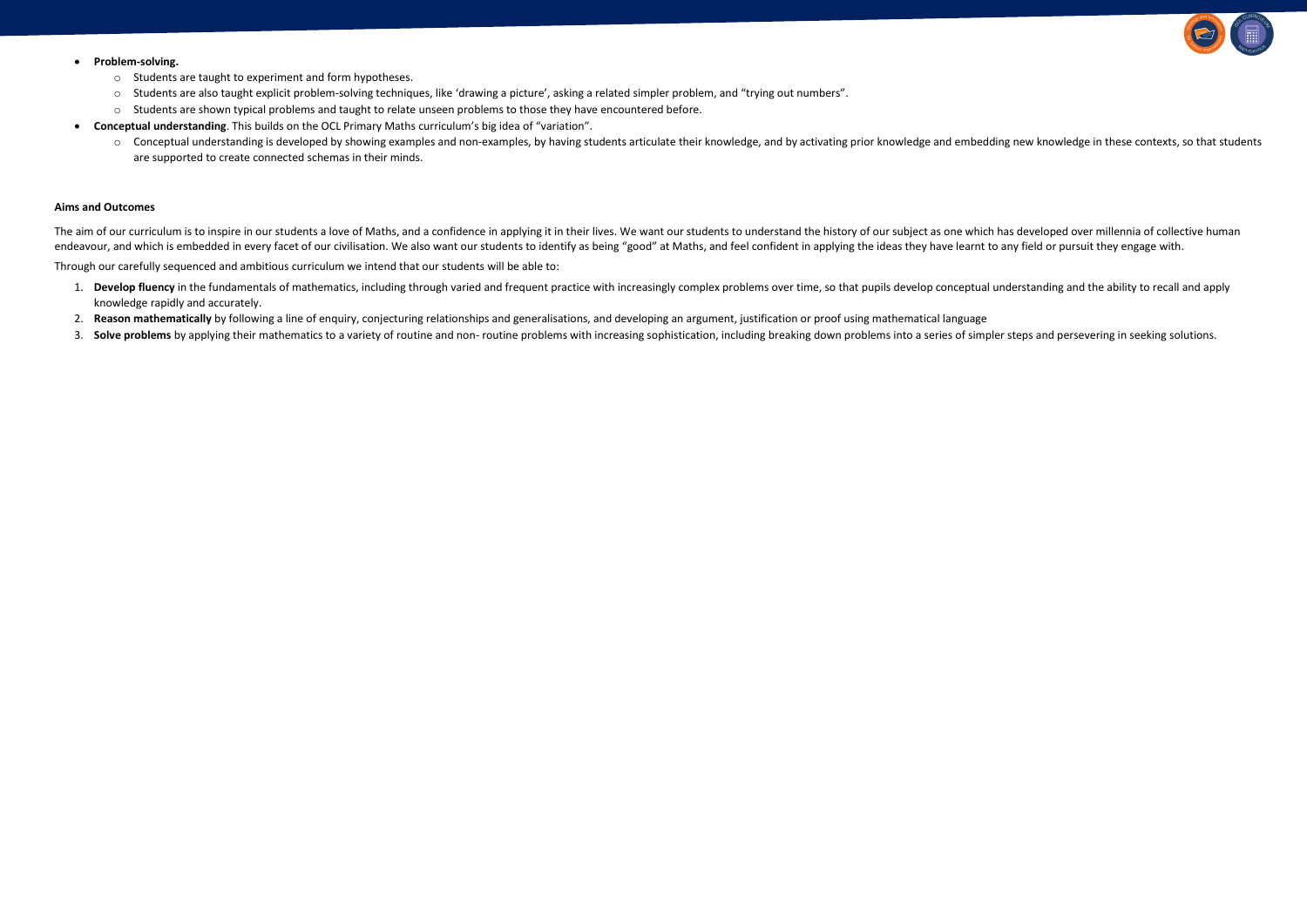- **Problem-solving.**
  - Students are taught to experiment and form hypotheses.
  - Students are also taught explicit problem-solving techniques, like 'drawing a picture', asking a related simpler problem, and "trying out numbers".
  - Students are shown typical problems and taught to relate unseen problems to those they have encountered before.
- **Conceptual understanding**. This builds on the OCL Primary Maths curriculum's big idea of "variation".
  - Conceptual understanding is developed by showing examples and non-examples, by having students articulate their knowledge, and by activating prior knowledge and embedding new knowledge in these contexts, so that students are supported to create connected schemas in their minds.

**Aims and Outcomes**

The aim of our curriculum is to inspire in our students a love of Maths, and a confidence in applying it in their lives. We want our students to understand the history of our subject as one which has developed over millennia of collective human endeavour, and which is embedded in every facet of our civilisation. We also want our students to identify as being "good" at Maths, and feel confident in applying the ideas they have learnt to any field or pursuit they engage with.

Through our carefully sequenced and ambitious curriculum we intend that our students will be able to:

1. **Develop fluency** in the fundamentals of mathematics, including through varied and frequent practice with increasingly complex problems over time, so that pupils develop conceptual understanding and the ability to recall and apply knowledge rapidly and accurately.
2. **Reason mathematically** by following a line of enquiry, conjecturing relationships and generalisations, and developing an argument, justification or proof using mathematical language
3. **Solve problems** by applying their mathematics to a variety of routine and non- routine problems with increasing sophistication, including breaking down problems into a series of simpler steps and persevering in seeking solutions.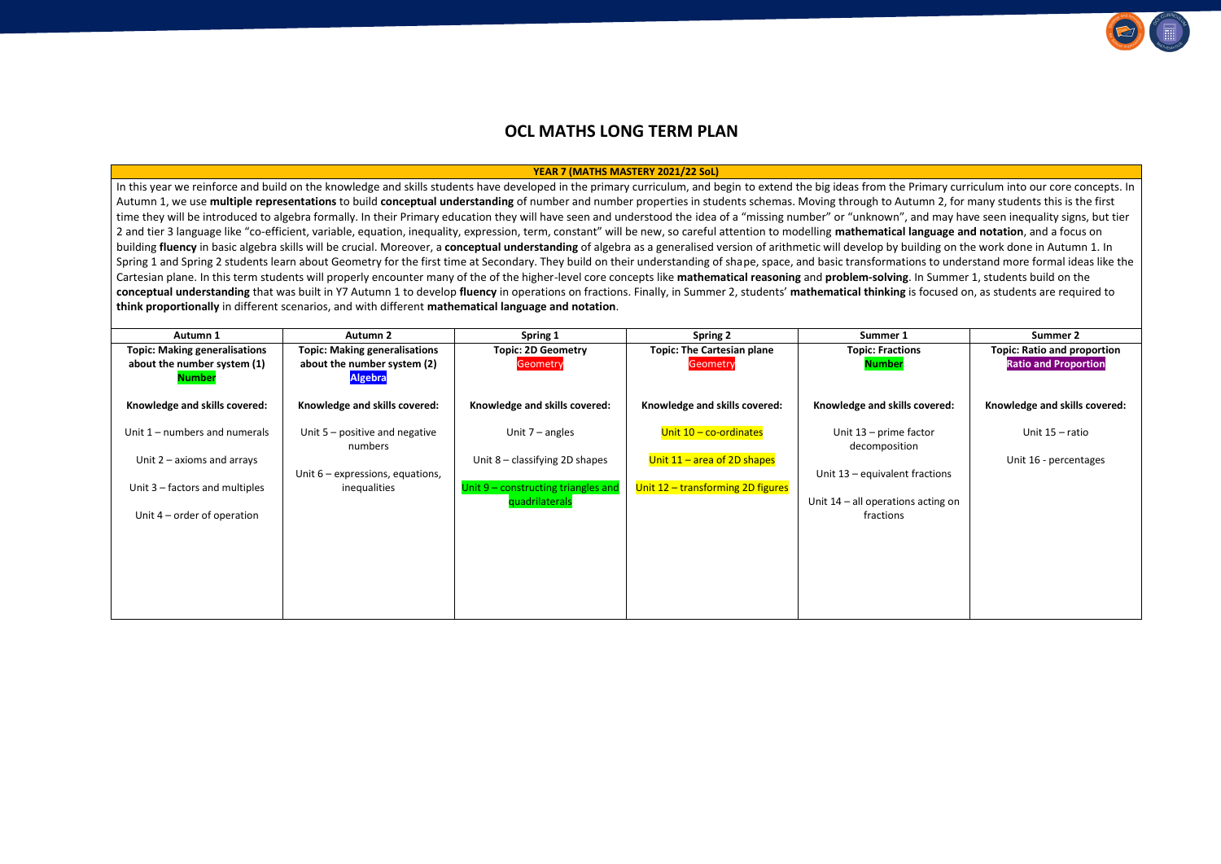# OCL MATHS LONG TERM PLAN

**YEAR 7 (MATHS MASTERY 2021/22 SoL)**

In this year we reinforce and build on the knowledge and skills students have developed in the primary curriculum, and begin to extend the big ideas from the Primary curriculum into our core concepts. In Autumn 1, we use **multiple representations** to build **conceptual understanding** of number and number properties in students schemas. Moving through to Autumn 2, for many students this is the first time they will be introduced to algebra formally. In their Primary education they will have seen and understood the idea of a "missing number" or "unknown", and may have seen inequality signs, but tier 2 and tier 3 language like "co-efficient, variable, equation, inequality, expression, term, constant" will be new, so careful attention to modelling **mathematical language and notation**, and a focus on building **fluency** in basic algebra skills will be crucial. Moreover, a **conceptual understanding** of algebra as a generalised version of arithmetic will develop by building on the work done in Autumn 1. In Spring 1 and Spring 2 students learn about Geometry for the first time at Secondary. They build on their understanding of shape, space, and basic transformations to understand more formal ideas like the Cartesian plane. In this term students will properly encounter many of the of the higher-level core concepts like **mathematical reasoning** and **problem-solving**. In Summer 1, students build on the **conceptual understanding** that was built in Y7 Autumn 1 to develop **fluency** in operations on fractions. Finally, in Summer 2, students' **mathematical thinking** is focused on, as students are required to **think proportionally** in different scenarios, and with different **mathematical language and notation**.

| Autumn 1 | Autumn 2 | Spring 1 | Spring 2 | Summer 1 | Summer 2 |
|---|---|---|---|---|---|
| **Topic: Making generalisations about the number system (1)**<br>**Number** | **Topic: Making generalisations about the number system (2)**<br>**Algebra** | **Topic: 2D Geometry**<br>Geometry | **Topic: The Cartesian plane**<br>Geometry | **Topic: Fractions**<br>**Number** | **Topic: Ratio and proportion**<br>**Ratio and Proportion** |
| **Knowledge and skills covered:** | **Knowledge and skills covered:** | **Knowledge and skills covered:** | **Knowledge and skills covered:** | **Knowledge and skills covered:** | **Knowledge and skills covered:** |
| Unit 1 – numbers and numerals<br><br>Unit 2 – axioms and arrays<br><br>Unit 3 – factors and multiples<br><br>Unit 4 – order of operation | Unit 5 – positive and negative numbers<br><br>Unit 6 – expressions, equations, inequalities | Unit 7 – angles<br><br>Unit 8 – classifying 2D shapes<br><br>Unit 9 – constructing triangles and quadrilaterals | Unit 10 – co-ordinates<br><br>Unit 11 – area of 2D shapes<br><br>Unit 12 – transforming 2D figures | Unit 13 – prime factor decomposition<br><br>Unit 13 – equivalent fractions<br><br>Unit 14 – all operations acting on fractions | Unit 15 – ratio<br><br>Unit 16 - percentages |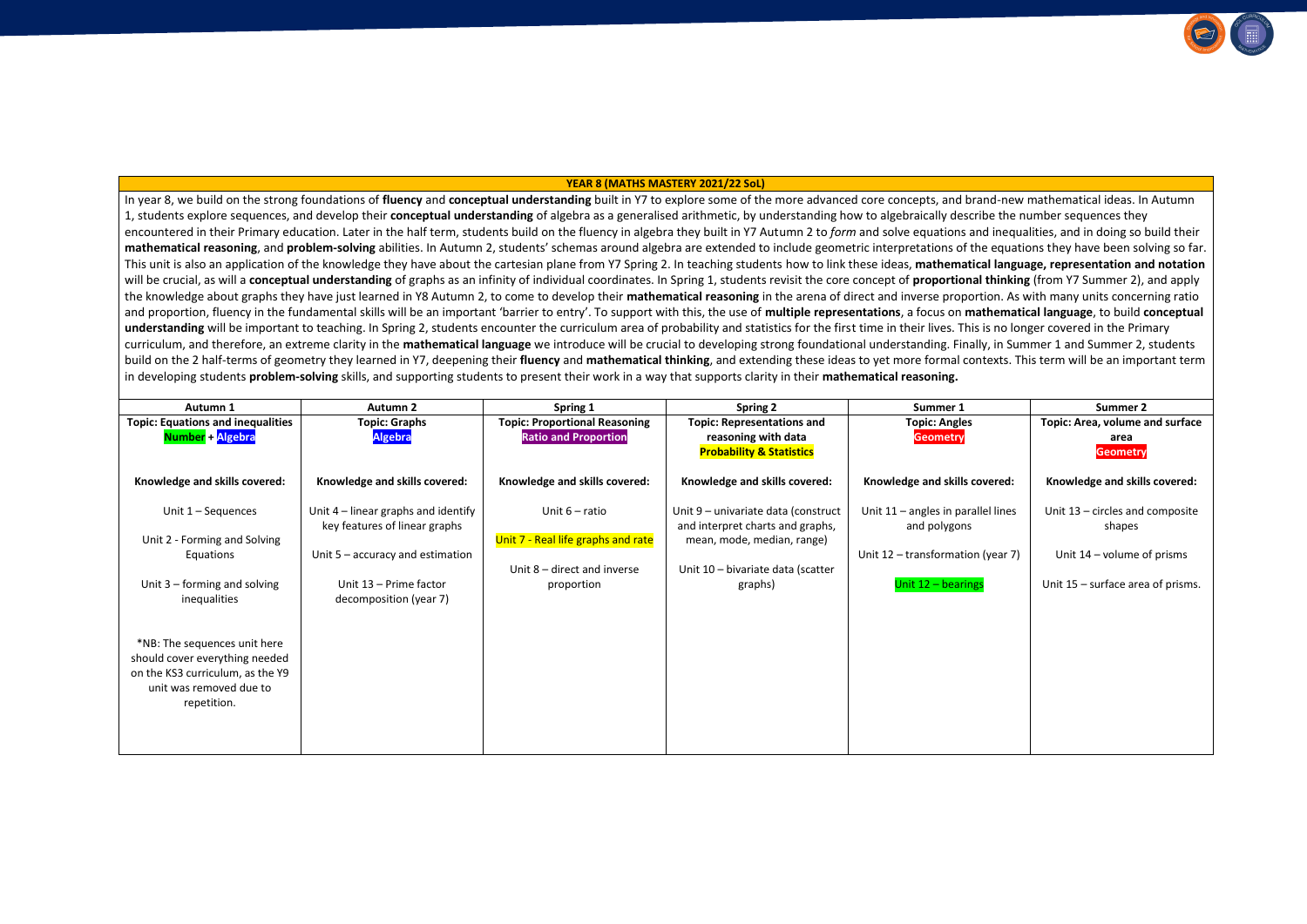## YEAR 8 (MATHS MASTERY 2021/22 SoL)

In year 8, we build on the strong foundations of **fluency** and **conceptual understanding** built in Y7 to explore some of the more advanced core concepts, and brand-new mathematical ideas. In Autumn 1, students explore sequences, and develop their **conceptual understanding** of algebra as a generalised arithmetic, by understanding how to algebraically describe the number sequences they encountered in their Primary education. Later in the half term, students build on the fluency in algebra they built in Y7 Autumn 2 to *form* and solve equations and inequalities, and in doing so build their **mathematical reasoning**, and **problem-solving** abilities. In Autumn 2, students' schemas around algebra are extended to include geometric interpretations of the equations they have been solving so far. This unit is also an application of the knowledge they have about the cartesian plane from Y7 Spring 2. In teaching students how to link these ideas, **mathematical language, representation and notation** will be crucial, as will a **conceptual understanding** of graphs as an infinity of individual coordinates. In Spring 1, students revisit the core concept of **proportional thinking** (from Y7 Summer 2), and apply the knowledge about graphs they have just learned in Y8 Autumn 2, to come to develop their **mathematical reasoning** in the arena of direct and inverse proportion. As with many units concerning ratio and proportion, fluency in the fundamental skills will be an important 'barrier to entry'. To support with this, the use of **multiple representations**, a focus on **mathematical language**, to build **conceptual understanding** will be important to teaching. In Spring 2, students encounter the curriculum area of probability and statistics for the first time in their lives. This is no longer covered in the Primary curriculum, and therefore, an extreme clarity in the **mathematical language** we introduce will be crucial to developing strong foundational understanding. Finally, in Summer 1 and Summer 2, students build on the 2 half-terms of geometry they learned in Y7, deepening their **fluency** and **mathematical thinking**, and extending these ideas to yet more formal contexts. This term will be an important term in developing students **problem-solving** skills, and supporting students to present their work in a way that supports clarity in their **mathematical reasoning.**

| Autumn 1 | Autumn 2 | Spring 1 | Spring 2 | Summer 1 | Summer 2 |
|---|---|---|---|---|---|
| **Topic: Equations and inequalities**<br>**Number + Algebra** | **Topic: Graphs**<br>**Algebra** | **Topic: Proportional Reasoning**<br>**Ratio and Proportion** | **Topic: Representations and reasoning with data**<br>**Probability & Statistics** | **Topic: Angles**<br>**Geometry** | **Topic: Area, volume and surface area**<br>**Geometry** |
| **Knowledge and skills covered:** | **Knowledge and skills covered:** | **Knowledge and skills covered:** | **Knowledge and skills covered:** | **Knowledge and skills covered:** | **Knowledge and skills covered:** |
| Unit 1 – Sequences<br><br>Unit 2 - Forming and Solving Equations<br><br>Unit 3 – forming and solving inequalities<br><br>*NB: The sequences unit here should cover everything needed on the KS3 curriculum, as the Y9 unit was removed due to repetition. | Unit 4 – linear graphs and identify key features of linear graphs<br><br>Unit 5 – accuracy and estimation<br><br>Unit 13 – Prime factor decomposition (year 7) | Unit 6 – ratio<br><br>Unit 7 - Real life graphs and rate<br><br>Unit 8 – direct and inverse proportion | Unit 9 – univariate data (construct and interpret charts and graphs, mean, mode, median, range)<br><br>Unit 10 – bivariate data (scatter graphs) | Unit 11 – angles in parallel lines and polygons<br><br>Unit 12 – transformation (year 7)<br><br>Unit 12 – bearings | Unit 13 – circles and composite shapes<br><br>Unit 14 – volume of prisms<br><br>Unit 15 – surface area of prisms. |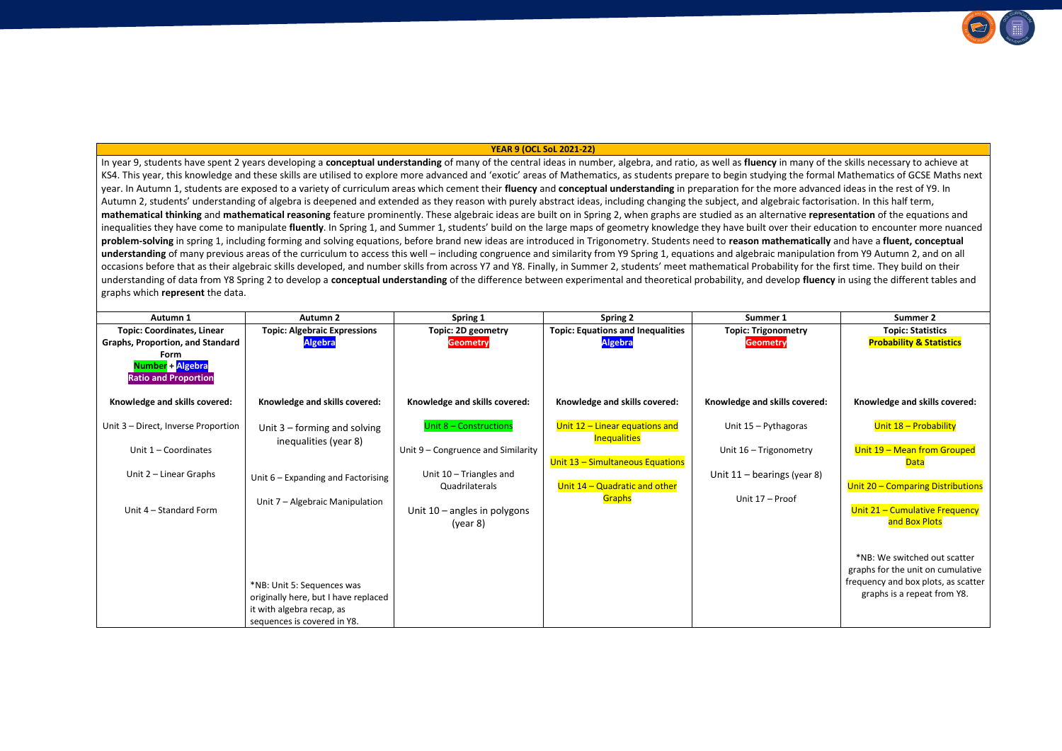**YEAR 9 (OCL SoL 2021-22)**

In year 9, students have spent 2 years developing a **conceptual understanding** of many of the central ideas in number, algebra, and ratio, as well as **fluency** in many of the skills necessary to achieve at KS4. This year, this knowledge and these skills are utilised to explore more advanced and 'exotic' areas of Mathematics, as students prepare to begin studying the formal Mathematics of GCSE Maths next year. In Autumn 1, students are exposed to a variety of curriculum areas which cement their **fluency** and **conceptual understanding** in preparation for the more advanced ideas in the rest of Y9. In Autumn 2, students' understanding of algebra is deepened and extended as they reason with purely abstract ideas, including changing the subject, and algebraic factorisation. In this half term, **mathematical thinking** and **mathematical reasoning** feature prominently. These algebraic ideas are built on in Spring 2, when graphs are studied as an alternative **representation** of the equations and inequalities they have come to manipulate **fluently**. In Spring 1, and Summer 1, students' build on the large maps of geometry knowledge they have built over their education to encounter more nuanced **problem-solving** in spring 1, including forming and solving equations, before brand new ideas are introduced in Trigonometry. Students need to **reason mathematically** and have a **fluent, conceptual understanding** of many previous areas of the curriculum to access this well – including congruence and similarity from Y9 Spring 1, equations and algebraic manipulation from Y9 Autumn 2, and on all occasions before that as their algebraic skills developed, and number skills from across Y7 and Y8. Finally, in Summer 2, students' meet mathematical Probability for the first time. They build on their understanding of data from Y8 Spring 2 to develop a **conceptual understanding** of the difference between experimental and theoretical probability, and develop **fluency** in using the different tables and graphs which **represent** the data.

| Autumn 1 | Autumn 2 | Spring 1 | Spring 2 | Summer 1 | Summer 2 |
|---|---|---|---|---|---|
| **Topic: Coordinates, Linear Graphs, Proportion, and Standard Form** **Number + Algebra** **Ratio and Proportion** | **Topic: Algebraic Expressions** **Algebra** | **Topic: 2D geometry** **Geometry** | **Topic: Equations and Inequalities** **Algebra** | **Topic: Trigonometry** **Geometry** | **Topic: Statistics** **Probability & Statistics** |
| **Knowledge and skills covered:** | **Knowledge and skills covered:** | **Knowledge and skills covered:** | **Knowledge and skills covered:** | **Knowledge and skills covered:** | **Knowledge and skills covered:** |
| Unit 3 – Direct, Inverse Proportion<br><br>Unit 1 – Coordinates<br><br>Unit 2 – Linear Graphs<br><br>Unit 4 – Standard Form | Unit 3 – forming and solving inequalities (year 8)<br><br>Unit 6 – Expanding and Factorising<br><br>Unit 7 – Algebraic Manipulation<br><br>*NB: Unit 5: Sequences was originally here, but I have replaced it with algebra recap, as sequences is covered in Y8. | Unit 8 – Constructions<br><br>Unit 9 – Congruence and Similarity<br><br>Unit 10 – Triangles and Quadrilaterals<br><br>Unit 10 – angles in polygons (year 8) | Unit 12 – Linear equations and Inequalities<br><br>Unit 13 – Simultaneous Equations<br><br>Unit 14 – Quadratic and other Graphs | Unit 15 – Pythagoras<br><br>Unit 16 – Trigonometry<br><br>Unit 11 – bearings (year 8)<br><br>Unit 17 – Proof | Unit 18 – Probability<br><br>Unit 19 – Mean from Grouped Data<br><br>Unit 20 – Comparing Distributions<br><br>Unit 21 – Cumulative Frequency and Box Plots<br><br>*NB: We switched out scatter graphs for the unit on cumulative frequency and box plots, as scatter graphs is a repeat from Y8. |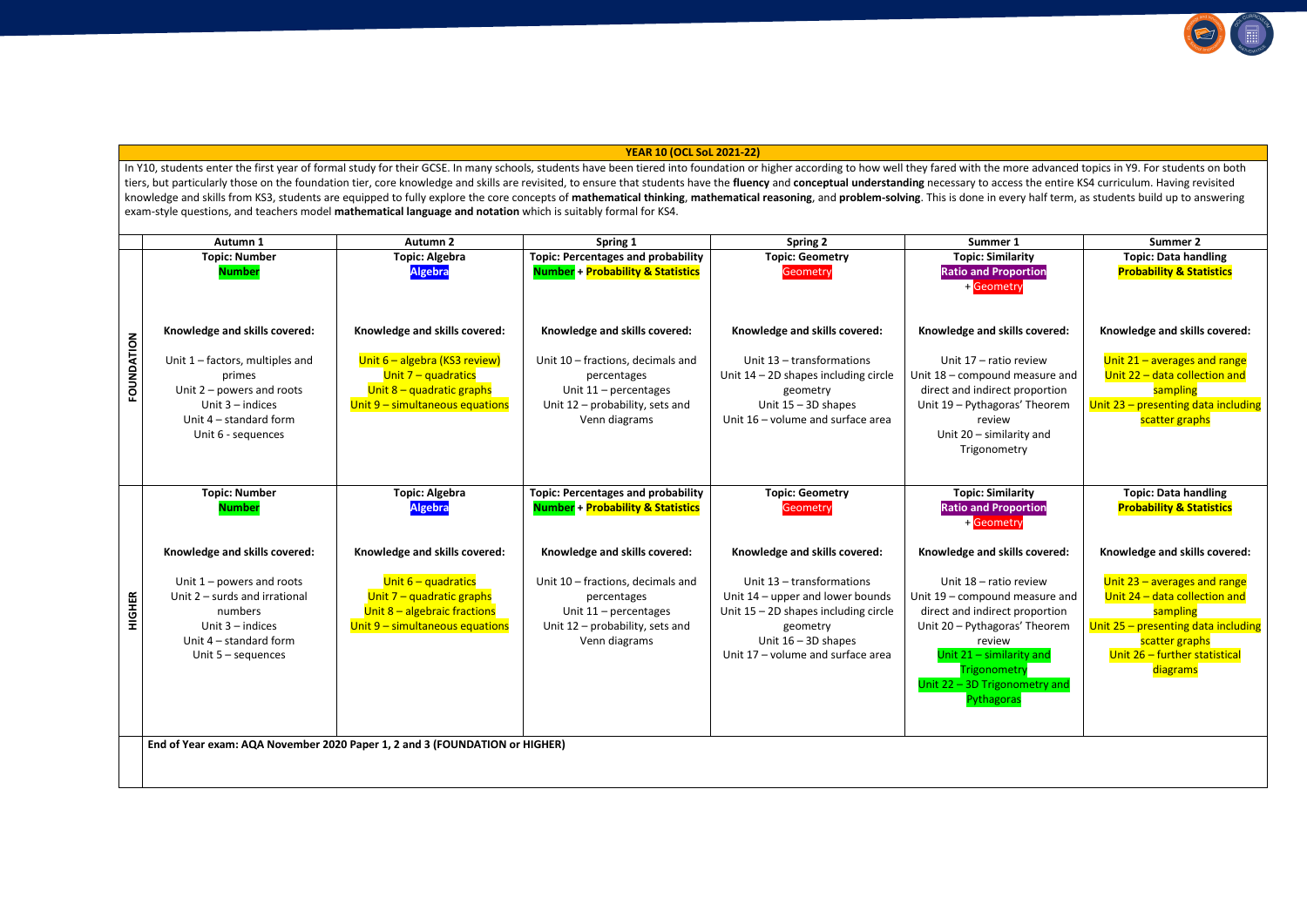# YEAR 10 (OCL SoL 2021-22)

In Y10, students enter the first year of formal study for their GCSE. In many schools, students have been tiered into foundation or higher according to how well they fared with the more advanced topics in Y9. For students on both tiers, but particularly those on the foundation tier, core knowledge and skills are revisited, to ensure that students have the **fluency** and **conceptual understanding** necessary to access the entire KS4 curriculum. Having revisited knowledge and skills from KS3, students are equipped to fully explore the core concepts of **mathematical thinking**, **mathematical reasoning**, and **problem-solving**. This is done in every half term, as students build up to answering exam-style questions, and teachers model **mathematical language and notation** which is suitably formal for KS4.

| | Autumn 1 | Autumn 2 | Spring 1 | Spring 2 | Summer 1 | Summer 2 |
|---|---|---|---|---|---|---|
| **FOUNDATION** | **Topic: Number**<br>**Number**<br><br>**Knowledge and skills covered:**<br><br>Unit 1 – factors, multiples and primes<br>Unit 2 – powers and roots<br>Unit 3 – indices<br>Unit 4 – standard form<br>Unit 6 - sequences | **Topic: Algebra**<br>**Algebra**<br><br>**Knowledge and skills covered:**<br><br>Unit 6 – algebra (KS3 review)<br>Unit 7 – quadratics<br>Unit 8 – quadratic graphs<br>Unit 9 – simultaneous equations | **Topic: Percentages and probability**<br>**Number** + **Probability & Statistics**<br><br>**Knowledge and skills covered:**<br><br>Unit 10 – fractions, decimals and percentages<br>Unit 11 – percentages<br>Unit 12 – probability, sets and Venn diagrams | **Topic: Geometry**<br>Geometry<br><br>**Knowledge and skills covered:**<br><br>Unit 13 – transformations<br>Unit 14 – 2D shapes including circle geometry<br>Unit 15 – 3D shapes<br>Unit 16 – volume and surface area | **Topic: Similarity**<br>**Ratio and Proportion** + Geometry<br><br>**Knowledge and skills covered:**<br><br>Unit 17 – ratio review<br>Unit 18 – compound measure and direct and indirect proportion<br>Unit 19 – Pythagoras' Theorem review<br>Unit 20 – similarity and Trigonometry | **Topic: Data handling**<br>**Probability & Statistics**<br><br>**Knowledge and skills covered:**<br><br>Unit 21 – averages and range<br>Unit 22 – data collection and sampling<br>Unit 23 – presenting data including scatter graphs |
| **HIGHER** | **Topic: Number**<br>**Number**<br><br>**Knowledge and skills covered:**<br><br>Unit 1 – powers and roots<br>Unit 2 – surds and irrational numbers<br>Unit 3 – indices<br>Unit 4 – standard form<br>Unit 5 – sequences | **Topic: Algebra**<br>**Algebra**<br><br>**Knowledge and skills covered:**<br><br>Unit 6 – quadratics<br>Unit 7 – quadratic graphs<br>Unit 8 – algebraic fractions<br>Unit 9 – simultaneous equations | **Topic: Percentages and probability**<br>**Number** + **Probability & Statistics**<br><br>**Knowledge and skills covered:**<br><br>Unit 10 – fractions, decimals and percentages<br>Unit 11 – percentages<br>Unit 12 – probability, sets and Venn diagrams | **Topic: Geometry**<br>Geometry<br><br>**Knowledge and skills covered:**<br><br>Unit 13 – transformations<br>Unit 14 – upper and lower bounds<br>Unit 15 – 2D shapes including circle geometry<br>Unit 16 – 3D shapes<br>Unit 17 – volume and surface area | **Topic: Similarity**<br>**Ratio and Proportion** + Geometry<br><br>**Knowledge and skills covered:**<br><br>Unit 18 – ratio review<br>Unit 19 – compound measure and direct and indirect proportion<br>Unit 20 – Pythagoras' Theorem review<br>Unit 21 – similarity and Trigonometry<br>Unit 22 – 3D Trigonometry and Pythagoras | **Topic: Data handling**<br>**Probability & Statistics**<br><br>**Knowledge and skills covered:**<br><br>Unit 23 – averages and range<br>Unit 24 – data collection and sampling<br>Unit 25 – presenting data including scatter graphs<br>Unit 26 – further statistical diagrams |
| | **End of Year exam: AQA November 2020 Paper 1, 2 and 3 (FOUNDATION or HIGHER)** | | | | | |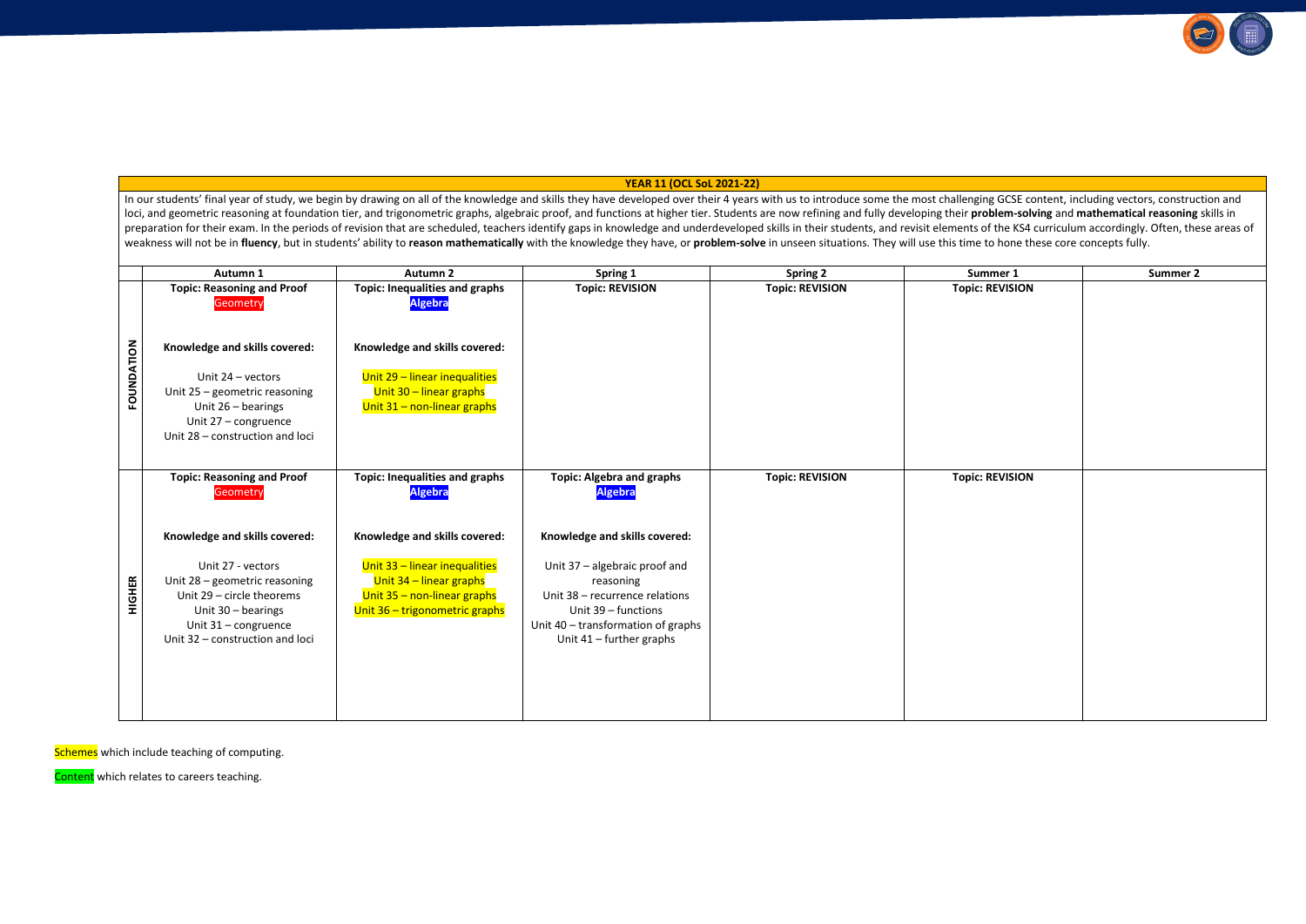## YEAR 11 (OCL SoL 2021-22)

In our students' final year of study, we begin by drawing on all of the knowledge and skills they have developed over their 4 years with us to introduce some the most challenging GCSE content, including vectors, construction and loci, and geometric reasoning at foundation tier, and trigonometric graphs, algebraic proof, and functions at higher tier. Students are now refining and fully developing their **problem-solving** and **mathematical reasoning** skills in preparation for their exam. In the periods of revision that are scheduled, teachers identify gaps in knowledge and underdeveloped skills in their students, and revisit elements of the KS4 curriculum accordingly. Often, these areas of weakness will not be in **fluency**, but in students' ability to **reason mathematically** with the knowledge they have, or **problem-solve** in unseen situations. They will use this time to hone these core concepts fully.

| | Autumn 1 | Autumn 2 | Spring 1 | Spring 2 | Summer 1 | Summer 2 |
|---|---|---|---|---|---|---|
| **FOUNDATION** | **Topic: Reasoning and Proof**<br>Geometry<br><br>**Knowledge and skills covered:**<br><br>Unit 24 – vectors<br>Unit 25 – geometric reasoning<br>Unit 26 – bearings<br>Unit 27 – congruence<br>Unit 28 – construction and loci | **Topic: Inequalities and graphs**<br>Algebra<br><br>**Knowledge and skills covered:**<br><br>Unit 29 – linear inequalities<br>Unit 30 – linear graphs<br>Unit 31 – non-linear graphs | **Topic: REVISION** | **Topic: REVISION** | **Topic: REVISION** | |
| **HIGHER** | **Topic: Reasoning and Proof**<br>Geometry<br><br>**Knowledge and skills covered:**<br><br>Unit 27 - vectors<br>Unit 28 – geometric reasoning<br>Unit 29 – circle theorems<br>Unit 30 – bearings<br>Unit 31 – congruence<br>Unit 32 – construction and loci | **Topic: Inequalities and graphs**<br>Algebra<br><br>**Knowledge and skills covered:**<br><br>Unit 33 – linear inequalities<br>Unit 34 – linear graphs<br>Unit 35 – non-linear graphs<br>Unit 36 – trigonometric graphs | **Topic: Algebra and graphs**<br>Algebra<br><br>**Knowledge and skills covered:**<br><br>Unit 37 – algebraic proof and reasoning<br>Unit 38 – recurrence relations<br>Unit 39 – functions<br>Unit 40 – transformation of graphs<br>Unit 41 – further graphs | **Topic: REVISION** | **Topic: REVISION** | |

Schemes which include teaching of computing.

Content which relates to careers teaching.